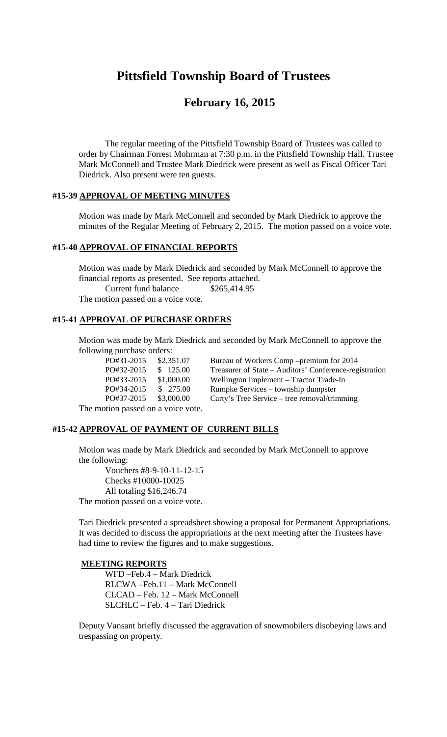# Pittsfield Township Board of Trustees

## February 16, 2015

The regular meeting of the Pittsfield Township Board of Trustees was called to order by Chairman Forrest Mohrman at 7:30 p.m. in the Pittsfield Township Hall. Trustee Mark McConnell and Trustee Mark Diedrick were present as well as Fiscal Officer Tari Diedrick. Also present were ten guests.

### #15-39 APPROVAL OF MEETING MINUTES

Motion was made by Mark McConnell and seconded by Mark Diedrick to approve the minutes of the Regular Meeting of February 2, 2015. The motion passed on a voice vote.

### #15-40 APPROVAL OF FINANCIAL REPORTS

Motion was made by Mark Diedrick and seconded by Mark McConnell to approve the financial reports as presented. See reports attached.

Current fund balance $265,414.95

The motion passed on a voice vote.

### #15-41 APPROVAL OF PURCHASE ORDERS

Motion was made by Mark Diedrick and seconded by Mark McConnell to approve the following purchase orders:

| | | |
|---|---|---|
| PO#31-2015 | $2,351.07 | Bureau of Workers Comp –premium for 2014 |
| PO#32-2015 | $ 125.00 | Treasurer of State – Auditors' Conference-registration |
| PO#33-2015 | $1,000.00 | Wellington Implement – Tractor Trade-In |
| PO#34-2015 | $ 275.00 | Rumpke Services – township dumpster |
| PO#37-2015 | $3,000.00 | Carty's Tree Service – tree removal/trimming |

The motion passed on a voice vote.

### #15-42 APPROVAL OF PAYMENT OF CURRENT BILLS

Motion was made by Mark Diedrick and seconded by Mark McConnell to approve the following:

Vouchers #8-9-10-11-12-15
Checks #10000-10025
All totaling $16,246.74

The motion passed on a voice vote.

Tari Diedrick presented a spreadsheet showing a proposal for Permanent Appropriations. It was decided to discuss the appropriations at the next meeting after the Trustees have had time to review the figures and to make suggestions.

### MEETING REPORTS

WFD –Feb.4 – Mark Diedrick
RLCWA –Feb.11 – Mark McConnell
CLCAD – Feb. 12 – Mark McConnell
SLCHLC – Feb. 4 – Tari Diedrick

Deputy Vansant briefly discussed the aggravation of snowmobilers disobeying laws and trespassing on property.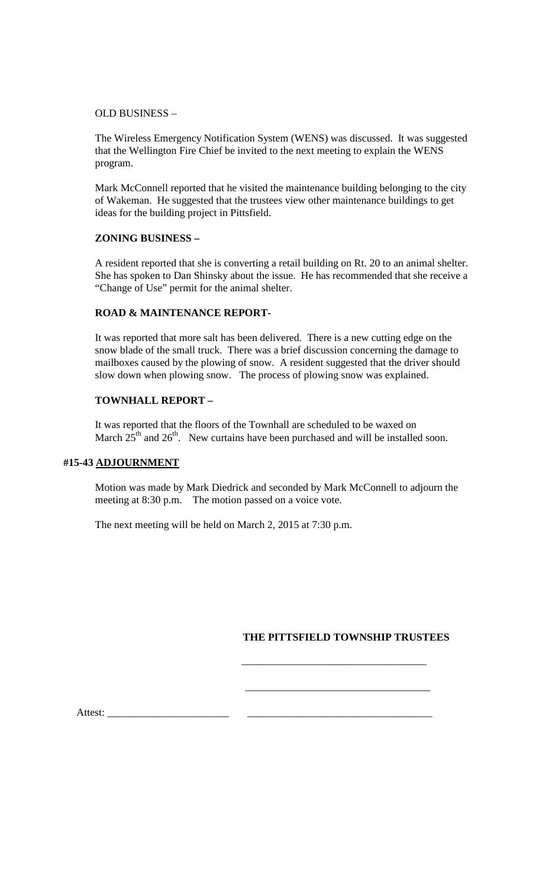OLD BUSINESS –

The Wireless Emergency Notification System (WENS) was discussed. It was suggested that the Wellington Fire Chief be invited to the next meeting to explain the WENS program.

Mark McConnell reported that he visited the maintenance building belonging to the city of Wakeman. He suggested that the trustees view other maintenance buildings to get ideas for the building project in Pittsfield.

**ZONING BUSINESS –**

A resident reported that she is converting a retail building on Rt. 20 to an animal shelter. She has spoken to Dan Shinsky about the issue. He has recommended that she receive a "Change of Use" permit for the animal shelter.

**ROAD & MAINTENANCE REPORT-**

It was reported that more salt has been delivered. There is a new cutting edge on the snow blade of the small truck. There was a brief discussion concerning the damage to mailboxes caused by the plowing of snow. A resident suggested that the driver should slow down when plowing snow. The process of plowing snow was explained.

**TOWNHALL REPORT –**

It was reported that the floors of the Townhall are scheduled to be waxed on March 25th and 26th. New curtains have been purchased and will be installed soon.

**#15-43 ADJOURNMENT**

Motion was made by Mark Diedrick and seconded by Mark McConnell to adjourn the meeting at 8:30 p.m. The motion passed on a voice vote.

The next meeting will be held on March 2, 2015 at 7:30 p.m.

**THE PITTSFIELD TOWNSHIP TRUSTEES**

___________________________________

___________________________________

Attest: _______________________ ___________________________________